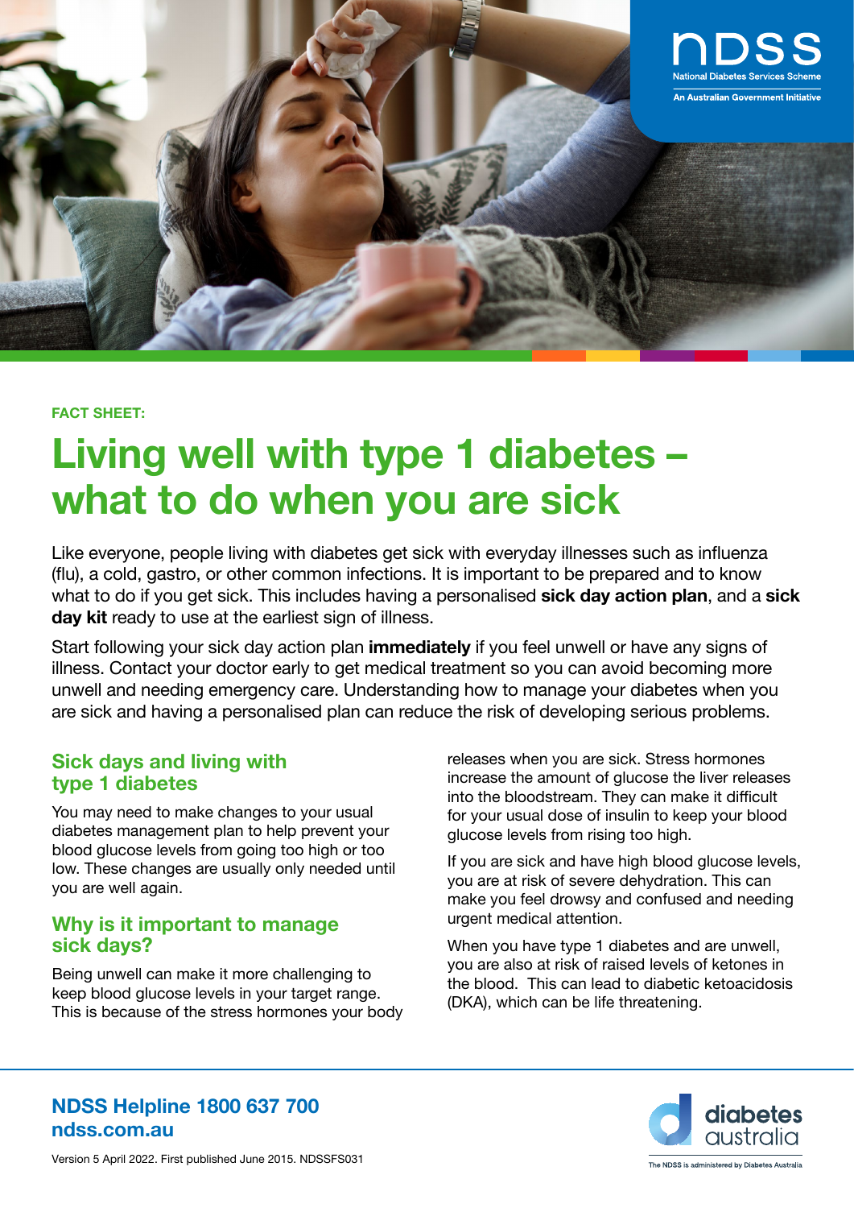FACT SHEET:

# Living well with type 1 diabetes – what to do when you are sick

Like everyone, people living with diabetes get sick with everyday illnesses such as influenza (flu), a cold, gastro, or other common infections. It is important to be prepared and to know what to do if you get sick. This includes having a personalised **sick day action plan**, and a **sick day kit** ready to use at the earliest sign of illness.

Start following your sick day action plan **immediately** if you feel unwell or have any signs of illness. Contact your doctor early to get medical treatment so you can avoid becoming more unwell and needing emergency care. Understanding how to manage your diabetes when you are sick and having a personalised plan can reduce the risk of developing serious problems.

## Sick days and living with type 1 diabetes

You may need to make changes to your usual diabetes management plan to help prevent your blood glucose levels from going too high or too low. These changes are usually only needed until you are well again.

## Why is it important to manage sick days?

Being unwell can make it more challenging to keep blood glucose levels in your target range. This is because of the stress hormones your body releases when you are sick. Stress hormones increase the amount of glucose the liver releases into the bloodstream. They can make it difficult for your usual dose of insulin to keep your blood glucose levels from rising too high.

If you are sick and have high blood glucose levels, you are at risk of severe dehydration. This can make you feel drowsy and confused and needing urgent medical attention.

When you have type 1 diabetes and are unwell, you are also at risk of raised levels of ketones in the blood. This can lead to diabetic ketoacidosis (DKA), which can be life threatening.

**NDSS Helpline 1800 637 700**
**ndss.com.au**

Version 5 April 2022. First published June 2015. NDSSFS031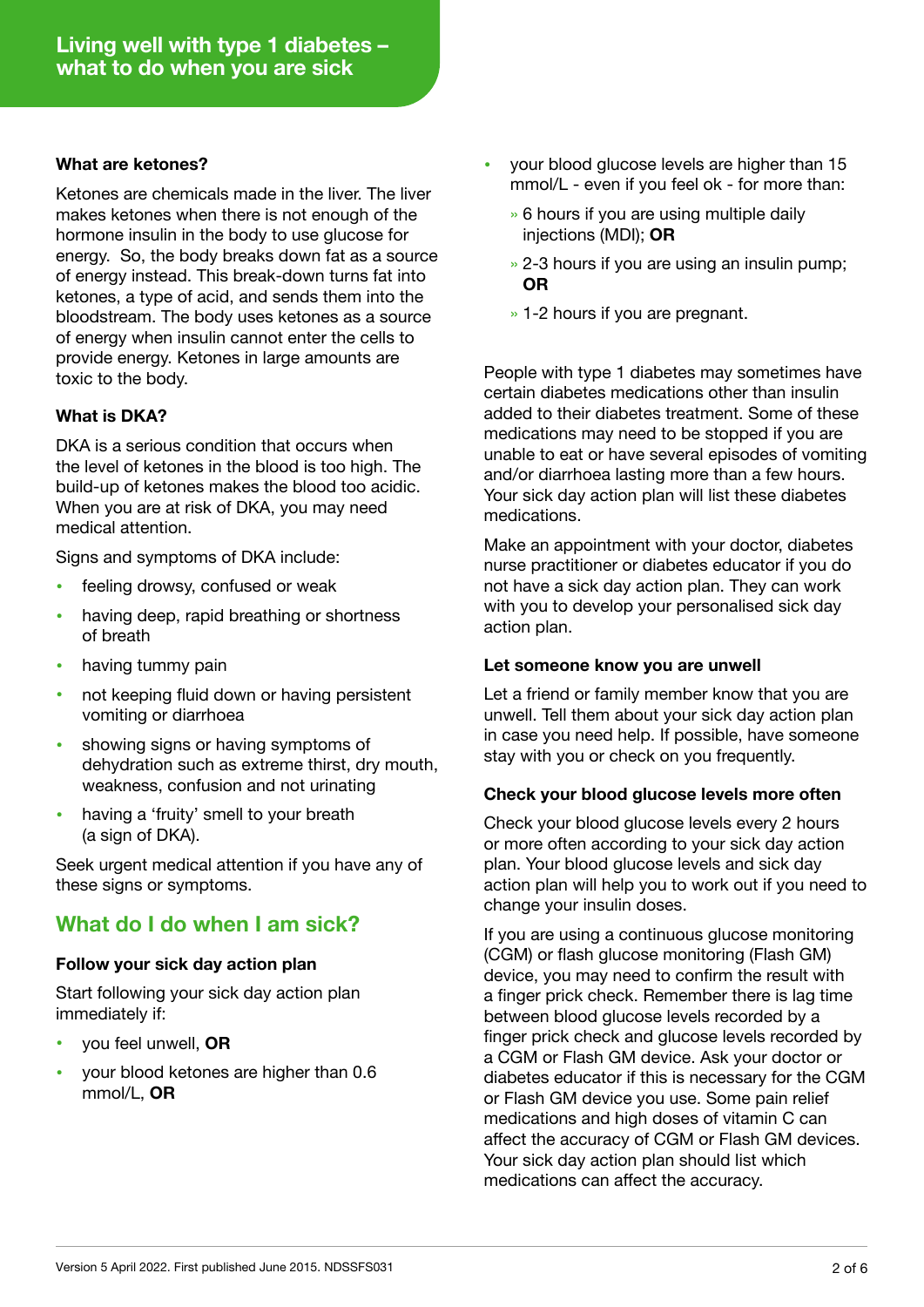### What are ketones?

Ketones are chemicals made in the liver. The liver makes ketones when there is not enough of the hormone insulin in the body to use glucose for energy.  So, the body breaks down fat as a source of energy instead. This break-down turns fat into ketones, a type of acid, and sends them into the bloodstream. The body uses ketones as a source of energy when insulin cannot enter the cells to provide energy. Ketones in large amounts are toxic to the body.

### What is DKA?

DKA is a serious condition that occurs when the level of ketones in the blood is too high. The build-up of ketones makes the blood too acidic. When you are at risk of DKA, you may need medical attention.

Signs and symptoms of DKA include:

- feeling drowsy, confused or weak
- having deep, rapid breathing or shortness of breath
- having tummy pain
- not keeping fluid down or having persistent vomiting or diarrhoea
- showing signs or having symptoms of dehydration such as extreme thirst, dry mouth, weakness, confusion and not urinating
- having a 'fruity' smell to your breath (a sign of DKA).

Seek urgent medical attention if you have any of these signs or symptoms.

## What do I do when I am sick?

### Follow your sick day action plan

Start following your sick day action plan immediately if:

- you feel unwell, **OR**
- your blood ketones are higher than 0.6 mmol/L, **OR**
- your blood glucose levels are higher than 15 mmol/L - even if you feel ok - for more than:
  - 6 hours if you are using multiple daily injections (MDI); **OR**
  - 2-3 hours if you are using an insulin pump; **OR**
  - 1-2 hours if you are pregnant.

People with type 1 diabetes may sometimes have certain diabetes medications other than insulin added to their diabetes treatment. Some of these medications may need to be stopped if you are unable to eat or have several episodes of vomiting and/or diarrhoea lasting more than a few hours. Your sick day action plan will list these diabetes medications.

Make an appointment with your doctor, diabetes nurse practitioner or diabetes educator if you do not have a sick day action plan. They can work with you to develop your personalised sick day action plan.

### Let someone know you are unwell

Let a friend or family member know that you are unwell. Tell them about your sick day action plan in case you need help. If possible, have someone stay with you or check on you frequently.

### Check your blood glucose levels more often

Check your blood glucose levels every 2 hours or more often according to your sick day action plan. Your blood glucose levels and sick day action plan will help you to work out if you need to change your insulin doses.

If you are using a continuous glucose monitoring (CGM) or flash glucose monitoring (Flash GM) device, you may need to confirm the result with a finger prick check. Remember there is lag time between blood glucose levels recorded by a finger prick check and glucose levels recorded by a CGM or Flash GM device. Ask your doctor or diabetes educator if this is necessary for the CGM or Flash GM device you use. Some pain relief medications and high doses of vitamin C can affect the accuracy of CGM or Flash GM devices. Your sick day action plan should list which medications can affect the accuracy.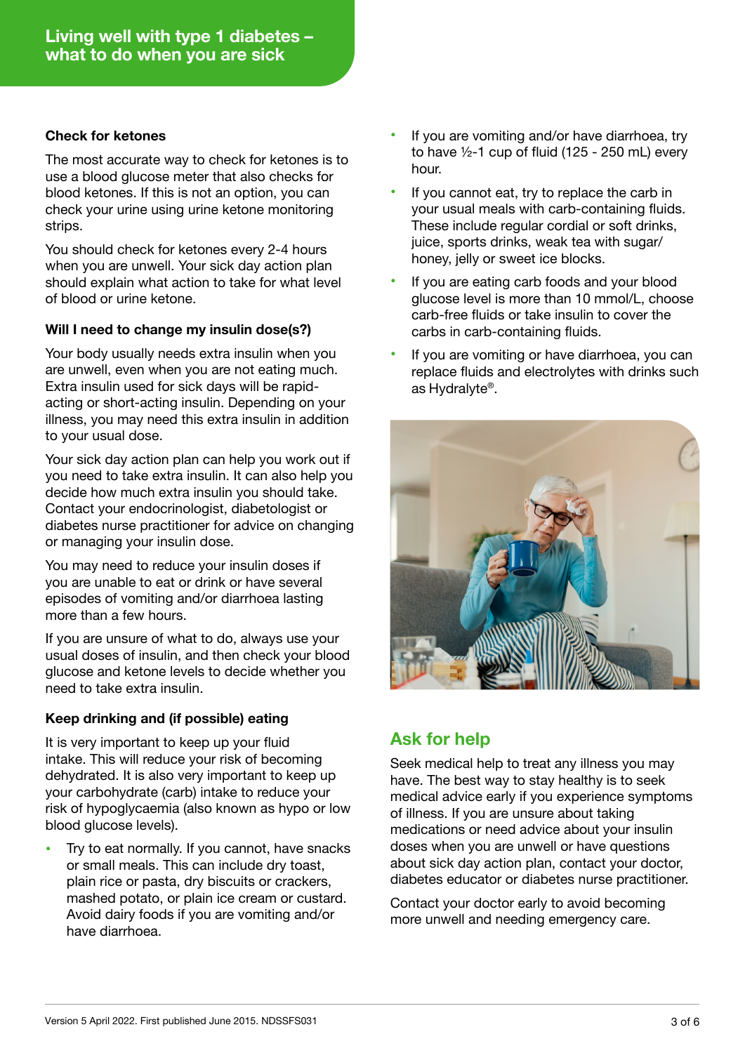## Check for ketones

The most accurate way to check for ketones is to use a blood glucose meter that also checks for blood ketones. If this is not an option, you can check your urine using urine ketone monitoring strips.

You should check for ketones every 2-4 hours when you are unwell. Your sick day action plan should explain what action to take for what level of blood or urine ketone.

### Will I need to change my insulin dose(s?)

Your body usually needs extra insulin when you are unwell, even when you are not eating much. Extra insulin used for sick days will be rapid-acting or short-acting insulin. Depending on your illness, you may need this extra insulin in addition to your usual dose.

Your sick day action plan can help you work out if you need to take extra insulin. It can also help you decide how much extra insulin you should take. Contact your endocrinologist, diabetologist or diabetes nurse practitioner for advice on changing or managing your insulin dose.

You may need to reduce your insulin doses if you are unable to eat or drink or have several episodes of vomiting and/or diarrhoea lasting more than a few hours.

If you are unsure of what to do, always use your usual doses of insulin, and then check your blood glucose and ketone levels to decide whether you need to take extra insulin.

### Keep drinking and (if possible) eating

It is very important to keep up your fluid intake. This will reduce your risk of becoming dehydrated. It is also very important to keep up your carbohydrate (carb) intake to reduce your risk of hypoglycaemia (also known as hypo or low blood glucose levels).

- Try to eat normally. If you cannot, have snacks or small meals. This can include dry toast, plain rice or pasta, dry biscuits or crackers, mashed potato, or plain ice cream or custard. Avoid dairy foods if you are vomiting and/or have diarrhoea.
- If you are vomiting and/or have diarrhoea, try to have ½-1 cup of fluid (125 - 250 mL) every hour.
- If you cannot eat, try to replace the carb in your usual meals with carb-containing fluids. These include regular cordial or soft drinks, juice, sports drinks, weak tea with sugar/honey, jelly or sweet ice blocks.
- If you are eating carb foods and your blood glucose level is more than 10 mmol/L, choose carb-free fluids or take insulin to cover the carbs in carb-containing fluids.
- If you are vomiting or have diarrhoea, you can replace fluids and electrolytes with drinks such as Hydralyte®.

## Ask for help

Seek medical help to treat any illness you may have. The best way to stay healthy is to seek medical advice early if you experience symptoms of illness. If you are unsure about taking medications or need advice about your insulin doses when you are unwell or have questions about sick day action plan, contact your doctor, diabetes educator or diabetes nurse practitioner.

Contact your doctor early to avoid becoming more unwell and needing emergency care.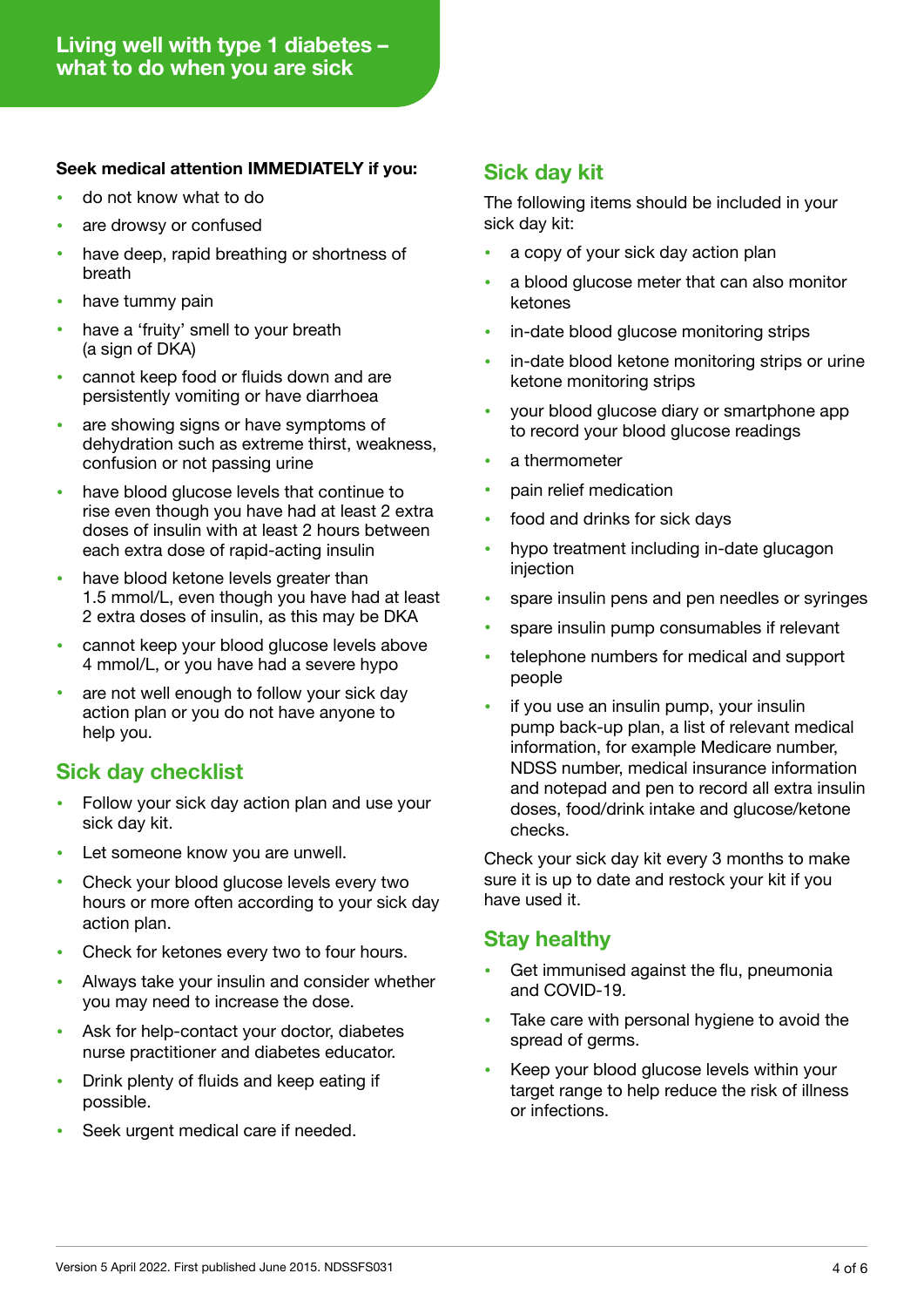**Seek medical attention IMMEDIATELY if you:**

- do not know what to do
- are drowsy or confused
- have deep, rapid breathing or shortness of breath
- have tummy pain
- have a 'fruity' smell to your breath (a sign of DKA)
- cannot keep food or fluids down and are persistently vomiting or have diarrhoea
- are showing signs or have symptoms of dehydration such as extreme thirst, weakness, confusion or not passing urine
- have blood glucose levels that continue to rise even though you have had at least 2 extra doses of insulin with at least 2 hours between each extra dose of rapid-acting insulin
- have blood ketone levels greater than 1.5 mmol/L, even though you have had at least 2 extra doses of insulin, as this may be DKA
- cannot keep your blood glucose levels above 4 mmol/L, or you have had a severe hypo
- are not well enough to follow your sick day action plan or you do not have anyone to help you.

## Sick day checklist

- Follow your sick day action plan and use your sick day kit.
- Let someone know you are unwell.
- Check your blood glucose levels every two hours or more often according to your sick day action plan.
- Check for ketones every two to four hours.
- Always take your insulin and consider whether you may need to increase the dose.
- Ask for help-contact your doctor, diabetes nurse practitioner and diabetes educator.
- Drink plenty of fluids and keep eating if possible.
- Seek urgent medical care if needed.

## Sick day kit

The following items should be included in your sick day kit:

- a copy of your sick day action plan
- a blood glucose meter that can also monitor ketones
- in-date blood glucose monitoring strips
- in-date blood ketone monitoring strips or urine ketone monitoring strips
- your blood glucose diary or smartphone app to record your blood glucose readings
- a thermometer
- pain relief medication
- food and drinks for sick days
- hypo treatment including in-date glucagon injection
- spare insulin pens and pen needles or syringes
- spare insulin pump consumables if relevant
- telephone numbers for medical and support people
- if you use an insulin pump, your insulin pump back-up plan, a list of relevant medical information, for example Medicare number, NDSS number, medical insurance information and notepad and pen to record all extra insulin doses, food/drink intake and glucose/ketone checks.

Check your sick day kit every 3 months to make sure it is up to date and restock your kit if you have used it.

## Stay healthy

- Get immunised against the flu, pneumonia and COVID-19.
- Take care with personal hygiene to avoid the spread of germs.
- Keep your blood glucose levels within your target range to help reduce the risk of illness or infections.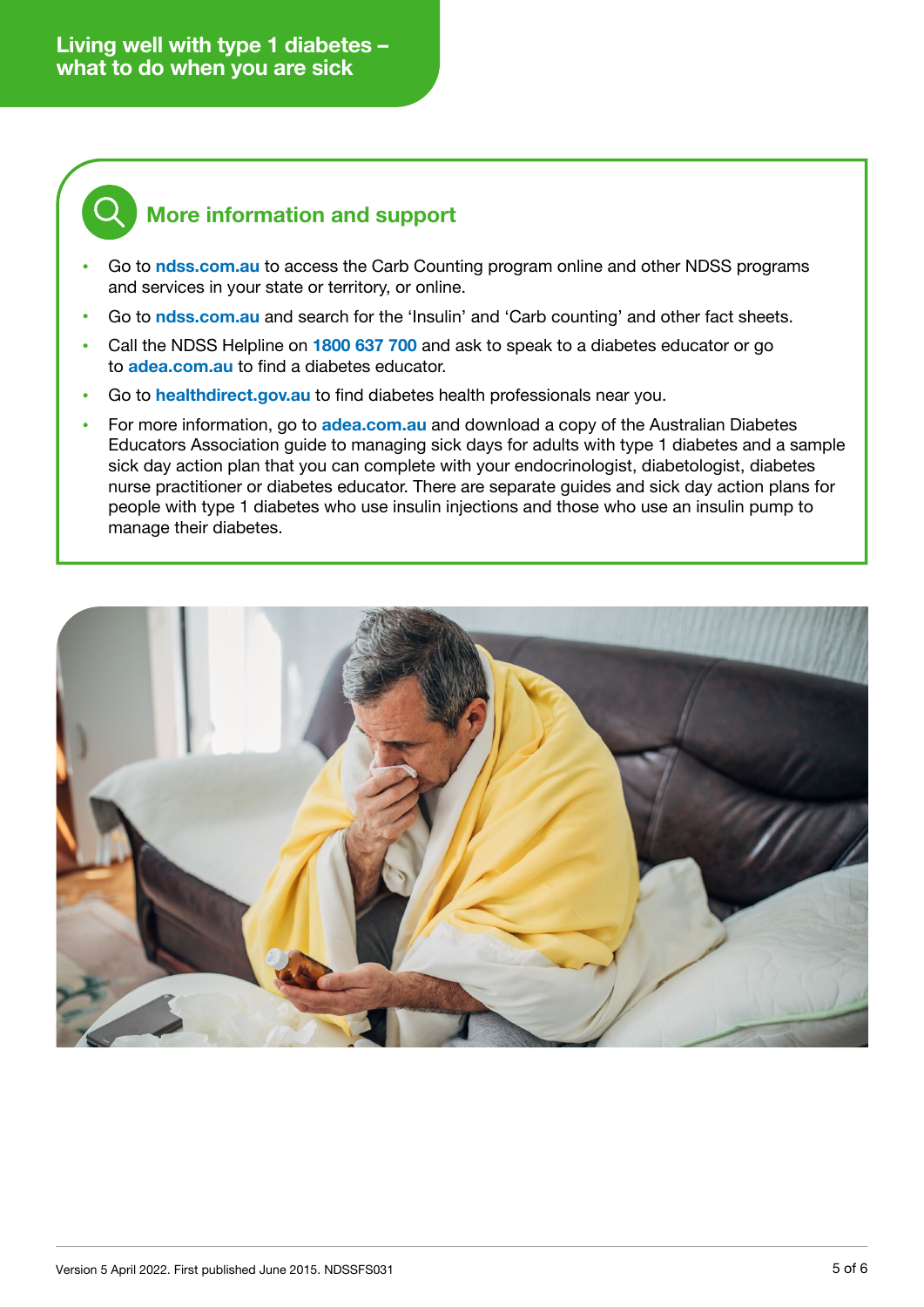## More information and support

- Go to **ndss.com.au** to access the Carb Counting program online and other NDSS programs and services in your state or territory, or online.
- Go to **ndss.com.au** and search for the 'Insulin' and 'Carb counting' and other fact sheets.
- Call the NDSS Helpline on **1800 637 700** and ask to speak to a diabetes educator or go to **adea.com.au** to find a diabetes educator.
- Go to **healthdirect.gov.au** to find diabetes health professionals near you.
- For more information, go to **adea.com.au** and download a copy of the Australian Diabetes Educators Association guide to managing sick days for adults with type 1 diabetes and a sample sick day action plan that you can complete with your endocrinologist, diabetologist, diabetes nurse practitioner or diabetes educator. There are separate guides and sick day action plans for people with type 1 diabetes who use insulin injections and those who use an insulin pump to manage their diabetes.

Version 5 April 2022. First published June 2015. NDSSFS031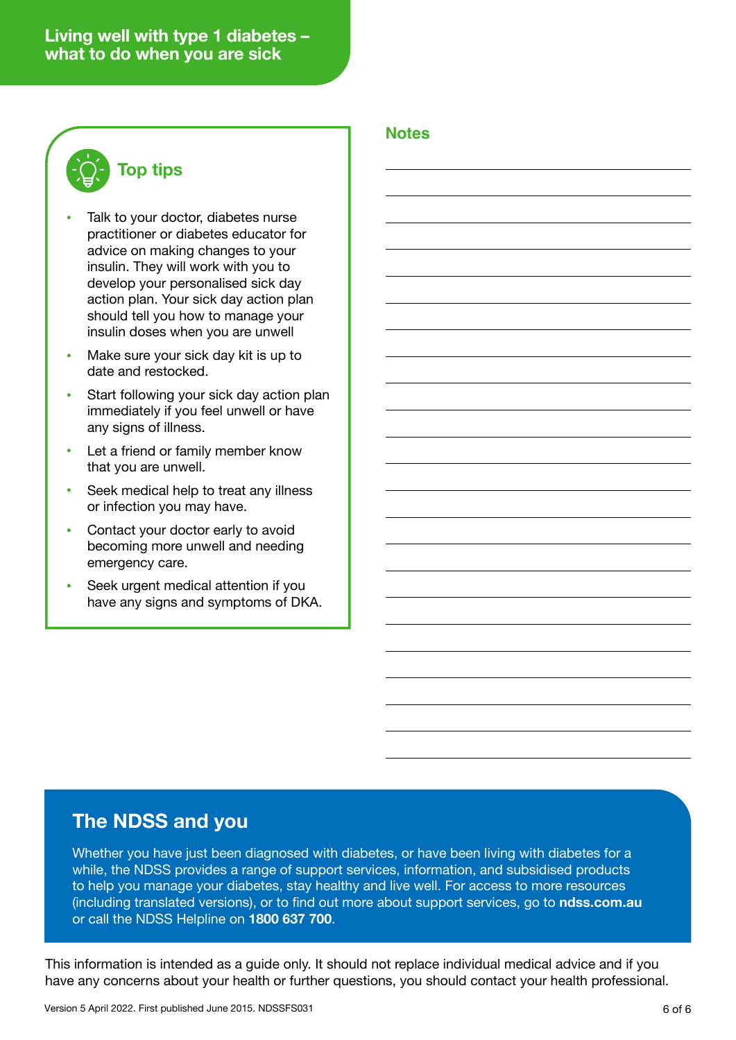## Top tips

- Talk to your doctor, diabetes nurse practitioner or diabetes educator for advice on making changes to your insulin. They will work with you to develop your personalised sick day action plan. Your sick day action plan should tell you how to manage your insulin doses when you are unwell
- Make sure your sick day kit is up to date and restocked.
- Start following your sick day action plan immediately if you feel unwell or have any signs of illness.
- Let a friend or family member know that you are unwell.
- Seek medical help to treat any illness or infection you may have.
- Contact your doctor early to avoid becoming more unwell and needing emergency care.
- Seek urgent medical attention if you have any signs and symptoms of DKA.

## Notes

## The NDSS and you

Whether you have just been diagnosed with diabetes, or have been living with diabetes for a while, the NDSS provides a range of support services, information, and subsidised products to help you manage your diabetes, stay healthy and live well. For access to more resources (including translated versions), or to find out more about support services, go to **ndss.com.au** or call the NDSS Helpline on **1800 637 700**.

This information is intended as a guide only. It should not replace individual medical advice and if you have any concerns about your health or further questions, you should contact your health professional.

Version 5 April 2022. First published June 2015. NDSSFS031